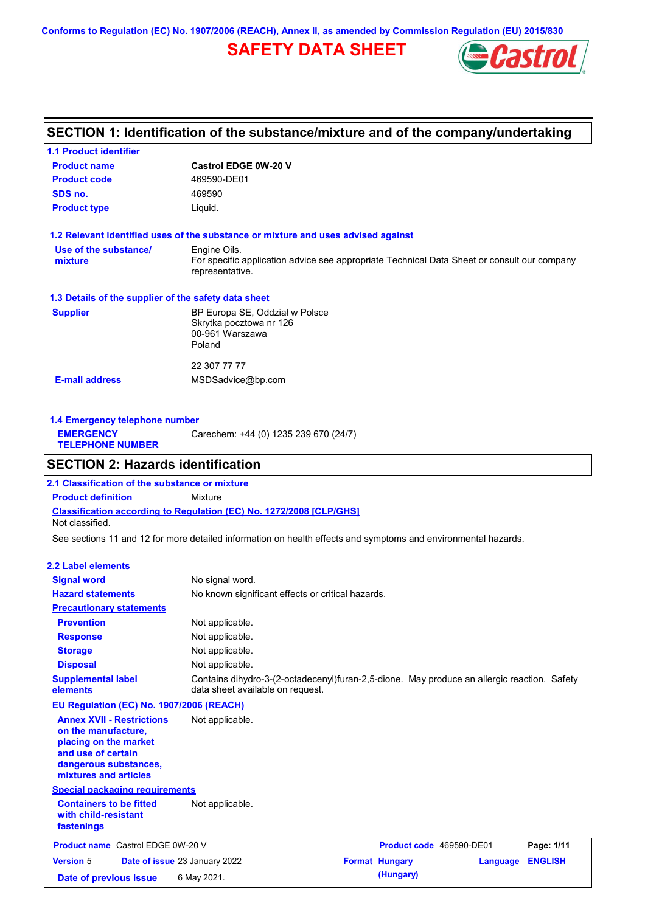Conforms to Regulation (EC) No. 1907/2006 (REACH), Annex II, as amended by Commission Regulation (EU) 2015/830

# SAFETY DATA SHEET

## SECTION 1: Identification of the substance/mixture and of the company/undertaking

### 1.1 Product identifier

| | |
|---|---|
| **Product name** | **Castrol EDGE 0W-20 V** |
| **Product code** | 469590-DE01 |
| **SDS no.** | 469590 |
| **Product type** | Liquid. |

### 1.2 Relevant identified uses of the substance or mixture and uses advised against

**Use of the substance/mixture**: Engine Oils.
For specific application advice see appropriate Technical Data Sheet or consult our company representative.

### 1.3 Details of the supplier of the safety data sheet

**Supplier**:
BP Europa SE, Oddział w Polsce
Skrytka pocztowa nr 126
00-961 Warszawa
Poland

22 307 77 77

**E-mail address**: MSDSadvice@bp.com

### 1.4 Emergency telephone number

**EMERGENCY TELEPHONE NUMBER**: Carechem: +44 (0) 1235 239 670 (24/7)

## SECTION 2: Hazards identification

### 2.1 Classification of the substance or mixture

**Product definition**: Mixture

**Classification according to Regulation (EC) No. 1272/2008 [CLP/GHS]**
Not classified.

See sections 11 and 12 for more detailed information on health effects and symptoms and environmental hazards.

### 2.2 Label elements

| | |
|---|---|
| **Signal word** | No signal word. |
| **Hazard statements** | No known significant effects or critical hazards. |

**Precautionary statements**

| | |
|---|---|
| **Prevention** | Not applicable. |
| **Response** | Not applicable. |
| **Storage** | Not applicable. |
| **Disposal** | Not applicable. |
| **Supplemental label elements** | Contains dihydro-3-(2-octadecenyl)furan-2,5-dione. May produce an allergic reaction. Safety data sheet available on request. |

**EU Regulation (EC) No. 1907/2006 (REACH)**

| | |
|---|---|
| **Annex XVII - Restrictions on the manufacture, placing on the market and use of certain dangerous substances, mixtures and articles** | Not applicable. |

**Special packaging requirements**

| | |
|---|---|
| **Containers to be fitted with child-resistant fastenings** | Not applicable. |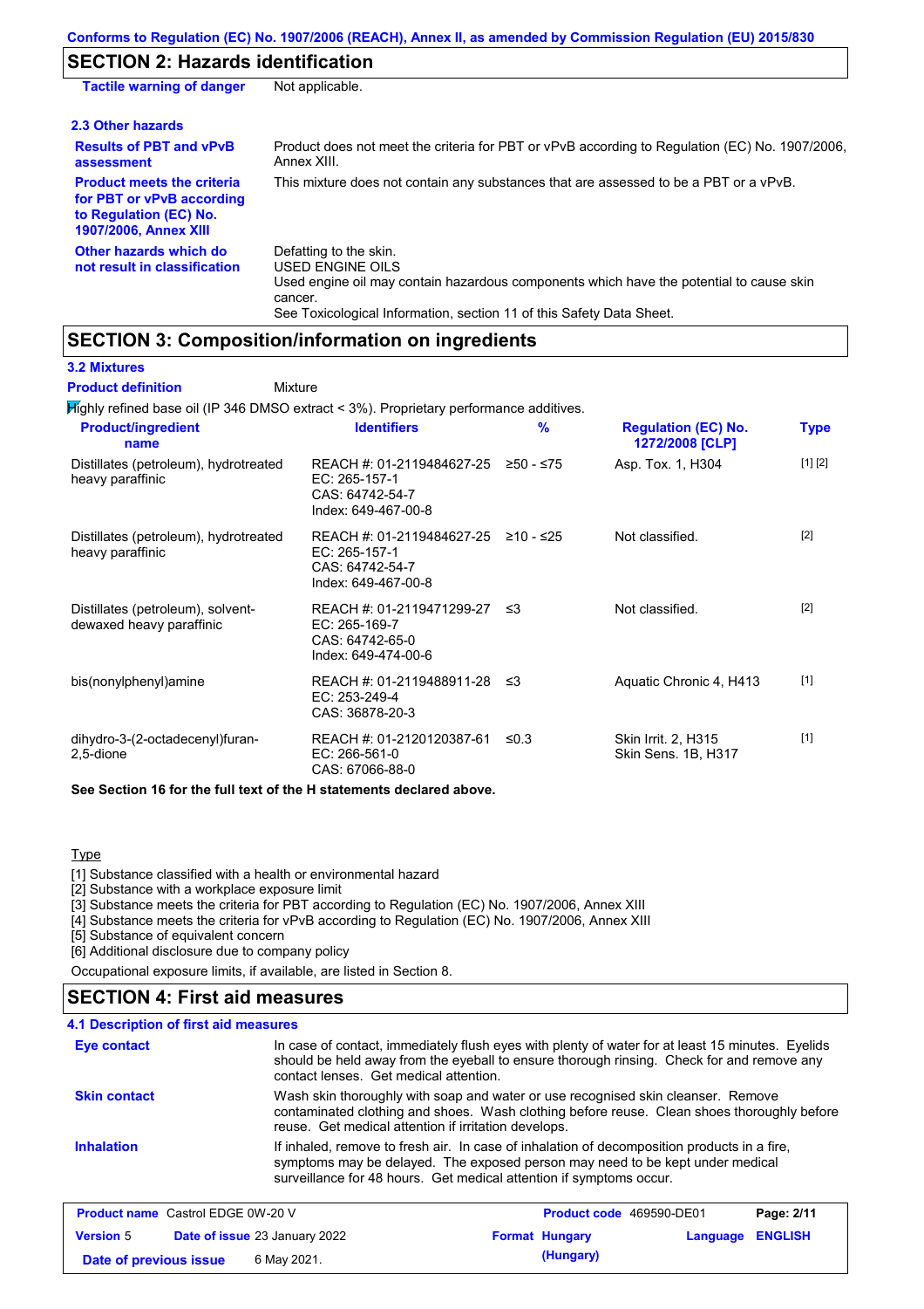## SECTION 2: Hazards identification

**Tactile warning of danger** Not applicable.

### 2.3 Other hazards

**Results of PBT and vPvB assessment**: Product does not meet the criteria for PBT or vPvB according to Regulation (EC) No. 1907/2006, Annex XIII.

**Product meets the criteria for PBT or vPvB according to Regulation (EC) No. 1907/2006, Annex XIII**: This mixture does not contain any substances that are assessed to be a PBT or a vPvB.

**Other hazards which do not result in classification**: Defatting to the skin.
USED ENGINE OILS
Used engine oil may contain hazardous components which have the potential to cause skin cancer.
See Toxicological Information, section 11 of this Safety Data Sheet.

## SECTION 3: Composition/information on ingredients

### 3.2 Mixtures

**Product definition** Mixture

Highly refined base oil (IP 346 DMSO extract < 3%). Proprietary performance additives.

| Product/ingredient name | Identifiers | % | Regulation (EC) No. 1272/2008 [CLP] | Type |
|---|---|---|---|---|
| Distillates (petroleum), hydrotreated heavy paraffinic | REACH #: 01-2119484627-25<br>EC: 265-157-1<br>CAS: 64742-54-7<br>Index: 649-467-00-8 | ≥50 - ≤75 | Asp. Tox. 1, H304 | [1] [2] |
| Distillates (petroleum), hydrotreated heavy paraffinic | REACH #: 01-2119484627-25<br>EC: 265-157-1<br>CAS: 64742-54-7<br>Index: 649-467-00-8 | ≥10 - ≤25 | Not classified. | [2] |
| Distillates (petroleum), solvent-dewaxed heavy paraffinic | REACH #: 01-2119471299-27<br>EC: 265-169-7<br>CAS: 64742-65-0<br>Index: 649-474-00-6 | ≤3 | Not classified. | [2] |
| bis(nonylphenyl)amine | REACH #: 01-2119488911-28<br>EC: 253-249-4<br>CAS: 36878-20-3 | ≤3 | Aquatic Chronic 4, H413 | [1] |
| dihydro-3-(2-octadecenyl)furan-2,5-dione | REACH #: 01-2120120387-61<br>EC: 266-561-0<br>CAS: 67066-88-0 | ≤0.3 | Skin Irrit. 2, H315<br>Skin Sens. 1B, H317 | [1] |

**See Section 16 for the full text of the H statements declared above.**

Type

[1] Substance classified with a health or environmental hazard
[2] Substance with a workplace exposure limit
[3] Substance meets the criteria for PBT according to Regulation (EC) No. 1907/2006, Annex XIII
[4] Substance meets the criteria for vPvB according to Regulation (EC) No. 1907/2006, Annex XIII
[5] Substance of equivalent concern
[6] Additional disclosure due to company policy

Occupational exposure limits, if available, are listed in Section 8.

## SECTION 4: First aid measures

### 4.1 Description of first aid measures

**Eye contact**: In case of contact, immediately flush eyes with plenty of water for at least 15 minutes. Eyelids should be held away from the eyeball to ensure thorough rinsing. Check for and remove any contact lenses. Get medical attention.

**Skin contact**: Wash skin thoroughly with soap and water or use recognised skin cleanser. Remove contaminated clothing and shoes. Wash clothing before reuse. Clean shoes thoroughly before reuse. Get medical attention if irritation develops.

**Inhalation**: If inhaled, remove to fresh air. In case of inhalation of decomposition products in a fire, symptoms may be delayed. The exposed person may need to be kept under medical surveillance for 48 hours. Get medical attention if symptoms occur.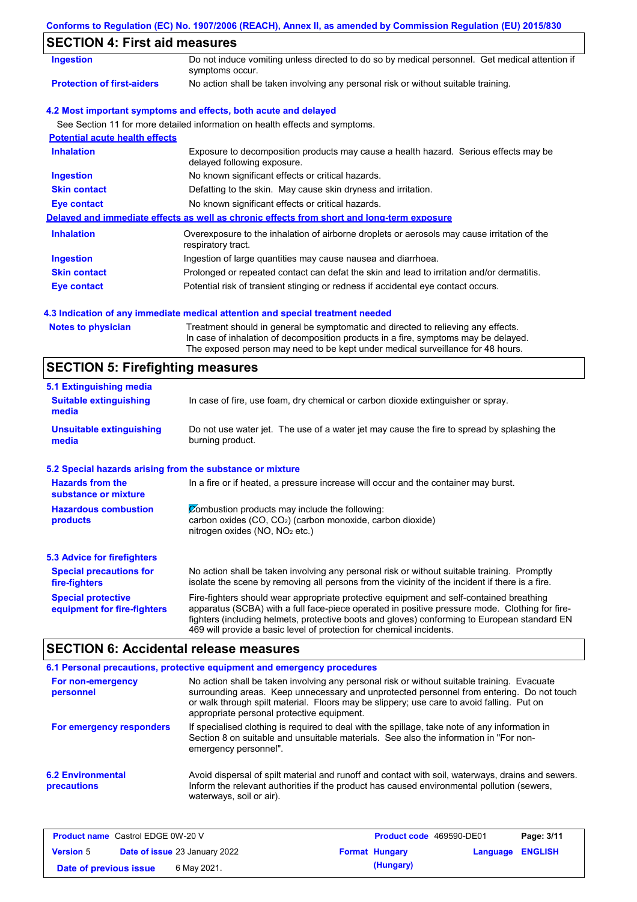## SECTION 4: First aid measures

| | |
|---|---|
| **Ingestion** | Do not induce vomiting unless directed to do so by medical personnel. Get medical attention if symptoms occur. |
| **Protection of first-aiders** | No action shall be taken involving any personal risk or without suitable training. |

### 4.2 Most important symptoms and effects, both acute and delayed

See Section 11 for more detailed information on health effects and symptoms.

**Potential acute health effects**

| | |
|---|---|
| **Inhalation** | Exposure to decomposition products may cause a health hazard. Serious effects may be delayed following exposure. |
| **Ingestion** | No known significant effects or critical hazards. |
| **Skin contact** | Defatting to the skin. May cause skin dryness and irritation. |
| **Eye contact** | No known significant effects or critical hazards. |

**Delayed and immediate effects as well as chronic effects from short and long-term exposure**

| | |
|---|---|
| **Inhalation** | Overexposure to the inhalation of airborne droplets or aerosols may cause irritation of the respiratory tract. |
| **Ingestion** | Ingestion of large quantities may cause nausea and diarrhoea. |
| **Skin contact** | Prolonged or repeated contact can defat the skin and lead to irritation and/or dermatitis. |
| **Eye contact** | Potential risk of transient stinging or redness if accidental eye contact occurs. |

### 4.3 Indication of any immediate medical attention and special treatment needed

| | |
|---|---|
| **Notes to physician** | Treatment should in general be symptomatic and directed to relieving any effects. In case of inhalation of decomposition products in a fire, symptoms may be delayed. The exposed person may need to be kept under medical surveillance for 48 hours. |

## SECTION 5: Firefighting measures

### 5.1 Extinguishing media

| | |
|---|---|
| **Suitable extinguishing media** | In case of fire, use foam, dry chemical or carbon dioxide extinguisher or spray. |
| **Unsuitable extinguishing media** | Do not use water jet. The use of a water jet may cause the fire to spread by splashing the burning product. |

### 5.2 Special hazards arising from the substance or mixture

| | |
|---|---|
| **Hazards from the substance or mixture** | In a fire or if heated, a pressure increase will occur and the container may burst. |
| **Hazardous combustion products** | Combustion products may include the following: carbon oxides (CO, $CO_2$) (carbon monoxide, carbon dioxide) nitrogen oxides (NO, $NO_2$ etc.) |

### 5.3 Advice for firefighters

| | |
|---|---|
| **Special precautions for fire-fighters** | No action shall be taken involving any personal risk or without suitable training. Promptly isolate the scene by removing all persons from the vicinity of the incident if there is a fire. |
| **Special protective equipment for fire-fighters** | Fire-fighters should wear appropriate protective equipment and self-contained breathing apparatus (SCBA) with a full face-piece operated in positive pressure mode. Clothing for fire-fighters (including helmets, protective boots and gloves) conforming to European standard EN 469 will provide a basic level of protection for chemical incidents. |

## SECTION 6: Accidental release measures

### 6.1 Personal precautions, protective equipment and emergency procedures

| | |
|---|---|
| **For non-emergency personnel** | No action shall be taken involving any personal risk or without suitable training. Evacuate surrounding areas. Keep unnecessary and unprotected personnel from entering. Do not touch or walk through spilt material. Floors may be slippery; use care to avoid falling. Put on appropriate personal protective equipment. |
| **For emergency responders** | If specialised clothing is required to deal with the spillage, take note of any information in Section 8 on suitable and unsuitable materials. See also the information in "For non-emergency personnel". |

| | |
|---|---|
| **6.2 Environmental precautions** | Avoid dispersal of spilt material and runoff and contact with soil, waterways, drains and sewers. Inform the relevant authorities if the product has caused environmental pollution (sewers, waterways, soil or air). |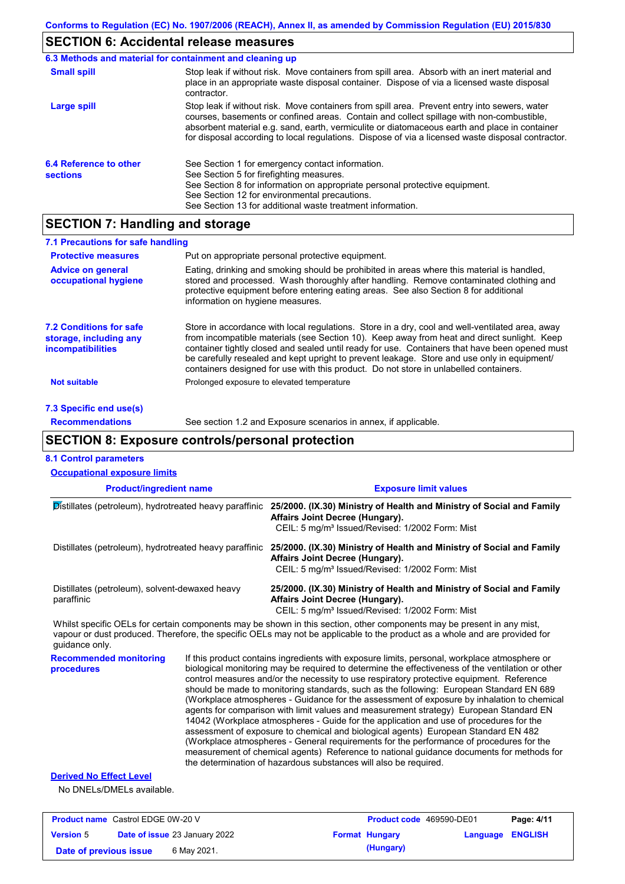## SECTION 6: Accidental release measures

### 6.3 Methods and material for containment and cleaning up

**Small spill**
Stop leak if without risk. Move containers from spill area. Absorb with an inert material and place in an appropriate waste disposal container. Dispose of via a licensed waste disposal contractor.

**Large spill**
Stop leak if without risk. Move containers from spill area. Prevent entry into sewers, water courses, basements or confined areas. Contain and collect spillage with non-combustible, absorbent material e.g. sand, earth, vermiculite or diatomaceous earth and place in container for disposal according to local regulations. Dispose of via a licensed waste disposal contractor.

### 6.4 Reference to other sections

See Section 1 for emergency contact information.
See Section 5 for firefighting measures.
See Section 8 for information on appropriate personal protective equipment.
See Section 12 for environmental precautions.
See Section 13 for additional waste treatment information.

## SECTION 7: Handling and storage

### 7.1 Precautions for safe handling

**Protective measures**
Put on appropriate personal protective equipment.

**Advice on general occupational hygiene**
Eating, drinking and smoking should be prohibited in areas where this material is handled, stored and processed. Wash thoroughly after handling. Remove contaminated clothing and protective equipment before entering eating areas. See also Section 8 for additional information on hygiene measures.

### 7.2 Conditions for safe storage, including any incompatibilities

Store in accordance with local regulations. Store in a dry, cool and well-ventilated area, away from incompatible materials (see Section 10). Keep away from heat and direct sunlight. Keep container tightly closed and sealed until ready for use. Containers that have been opened must be carefully resealed and kept upright to prevent leakage. Store and use only in equipment/ containers designed for use with this product. Do not store in unlabelled containers.

**Not suitable**
Prolonged exposure to elevated temperature

### 7.3 Specific end use(s)

**Recommendations**
See section 1.2 and Exposure scenarios in annex, if applicable.

## SECTION 8: Exposure controls/personal protection

### 8.1 Control parameters

**Occupational exposure limits**

| Product/ingredient name | Exposure limit values |
|---|---|
| Distillates (petroleum), hydrotreated heavy paraffinic | **25/2000. (IX.30) Ministry of Health and Ministry of Social and Family Affairs Joint Decree (Hungary).** CEIL: 5 mg/m³ Issued/Revised: 1/2002 Form: Mist |
| Distillates (petroleum), hydrotreated heavy paraffinic | **25/2000. (IX.30) Ministry of Health and Ministry of Social and Family Affairs Joint Decree (Hungary).** CEIL: 5 mg/m³ Issued/Revised: 1/2002 Form: Mist |
| Distillates (petroleum), solvent-dewaxed heavy paraffinic | **25/2000. (IX.30) Ministry of Health and Ministry of Social and Family Affairs Joint Decree (Hungary).** CEIL: 5 mg/m³ Issued/Revised: 1/2002 Form: Mist |

Whilst specific OELs for certain components may be shown in this section, other components may be present in any mist, vapour or dust produced. Therefore, the specific OELs may not be applicable to the product as a whole and are provided for guidance only.

**Recommended monitoring procedures**
If this product contains ingredients with exposure limits, personal, workplace atmosphere or biological monitoring may be required to determine the effectiveness of the ventilation or other control measures and/or the necessity to use respiratory protective equipment. Reference should be made to monitoring standards, such as the following: European Standard EN 689 (Workplace atmospheres - Guidance for the assessment of exposure by inhalation to chemical agents for comparison with limit values and measurement strategy) European Standard EN 14042 (Workplace atmospheres - Guide for the application and use of procedures for the assessment of exposure to chemical and biological agents) European Standard EN 482 (Workplace atmospheres - General requirements for the performance of procedures for the measurement of chemical agents) Reference to national guidance documents for methods for the determination of hazardous substances will also be required.

**Derived No Effect Level**

No DNELs/DMELs available.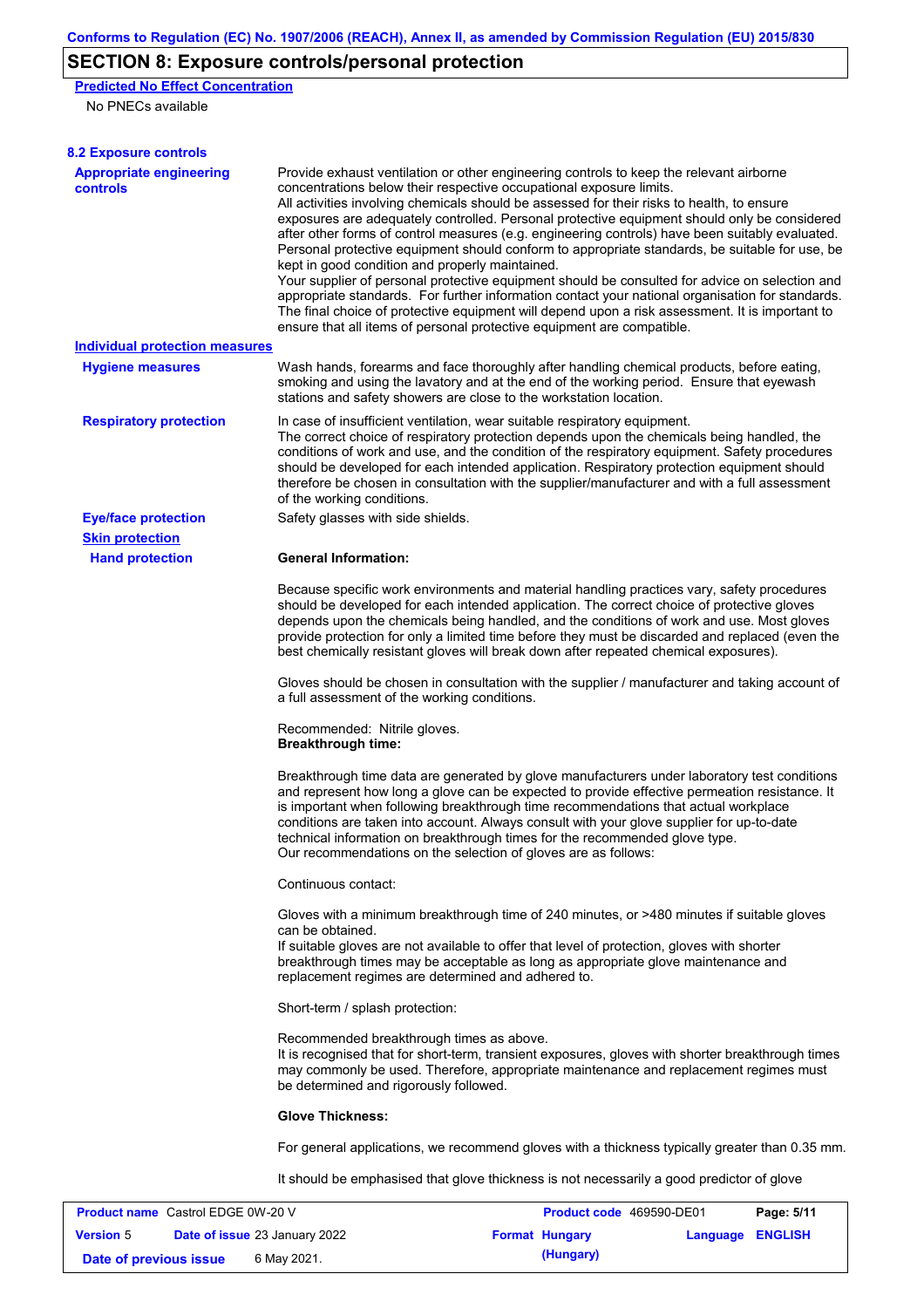## SECTION 8: Exposure controls/personal protection

**Predicted No Effect Concentration**

No PNECs available

### 8.2 Exposure controls

**Appropriate engineering controls**

Provide exhaust ventilation or other engineering controls to keep the relevant airborne concentrations below their respective occupational exposure limits.
All activities involving chemicals should be assessed for their risks to health, to ensure exposures are adequately controlled. Personal protective equipment should only be considered after other forms of control measures (e.g. engineering controls) have been suitably evaluated. Personal protective equipment should conform to appropriate standards, be suitable for use, be kept in good condition and properly maintained.
Your supplier of personal protective equipment should be consulted for advice on selection and appropriate standards. For further information contact your national organisation for standards. The final choice of protective equipment will depend upon a risk assessment. It is important to ensure that all items of personal protective equipment are compatible.

**Individual protection measures**

**Hygiene measures**

Wash hands, forearms and face thoroughly after handling chemical products, before eating, smoking and using the lavatory and at the end of the working period. Ensure that eyewash stations and safety showers are close to the workstation location.

**Respiratory protection**

In case of insufficient ventilation, wear suitable respiratory equipment.
The correct choice of respiratory protection depends upon the chemicals being handled, the conditions of work and use, and the condition of the respiratory equipment. Safety procedures should be developed for each intended application. Respiratory protection equipment should therefore be chosen in consultation with the supplier/manufacturer and with a full assessment of the working conditions.

**Eye/face protection**

Safety glasses with side shields.

**Skin protection**

**Hand protection**

**General Information:**

Because specific work environments and material handling practices vary, safety procedures should be developed for each intended application. The correct choice of protective gloves depends upon the chemicals being handled, and the conditions of work and use. Most gloves provide protection for only a limited time before they must be discarded and replaced (even the best chemically resistant gloves will break down after repeated chemical exposures).

Gloves should be chosen in consultation with the supplier / manufacturer and taking account of a full assessment of the working conditions.

Recommended: Nitrile gloves.
**Breakthrough time:**

Breakthrough time data are generated by glove manufacturers under laboratory test conditions and represent how long a glove can be expected to provide effective permeation resistance. It is important when following breakthrough time recommendations that actual workplace conditions are taken into account. Always consult with your glove supplier for up-to-date technical information on breakthrough times for the recommended glove type.
Our recommendations on the selection of gloves are as follows:

Continuous contact:

Gloves with a minimum breakthrough time of 240 minutes, or >480 minutes if suitable gloves can be obtained.
If suitable gloves are not available to offer that level of protection, gloves with shorter breakthrough times may be acceptable as long as appropriate glove maintenance and replacement regimes are determined and adhered to.

Short-term / splash protection:

Recommended breakthrough times as above.
It is recognised that for short-term, transient exposures, gloves with shorter breakthrough times may commonly be used. Therefore, appropriate maintenance and replacement regimes must be determined and rigorously followed.

**Glove Thickness:**

For general applications, we recommend gloves with a thickness typically greater than 0.35 mm.

It should be emphasised that glove thickness is not necessarily a good predictor of glove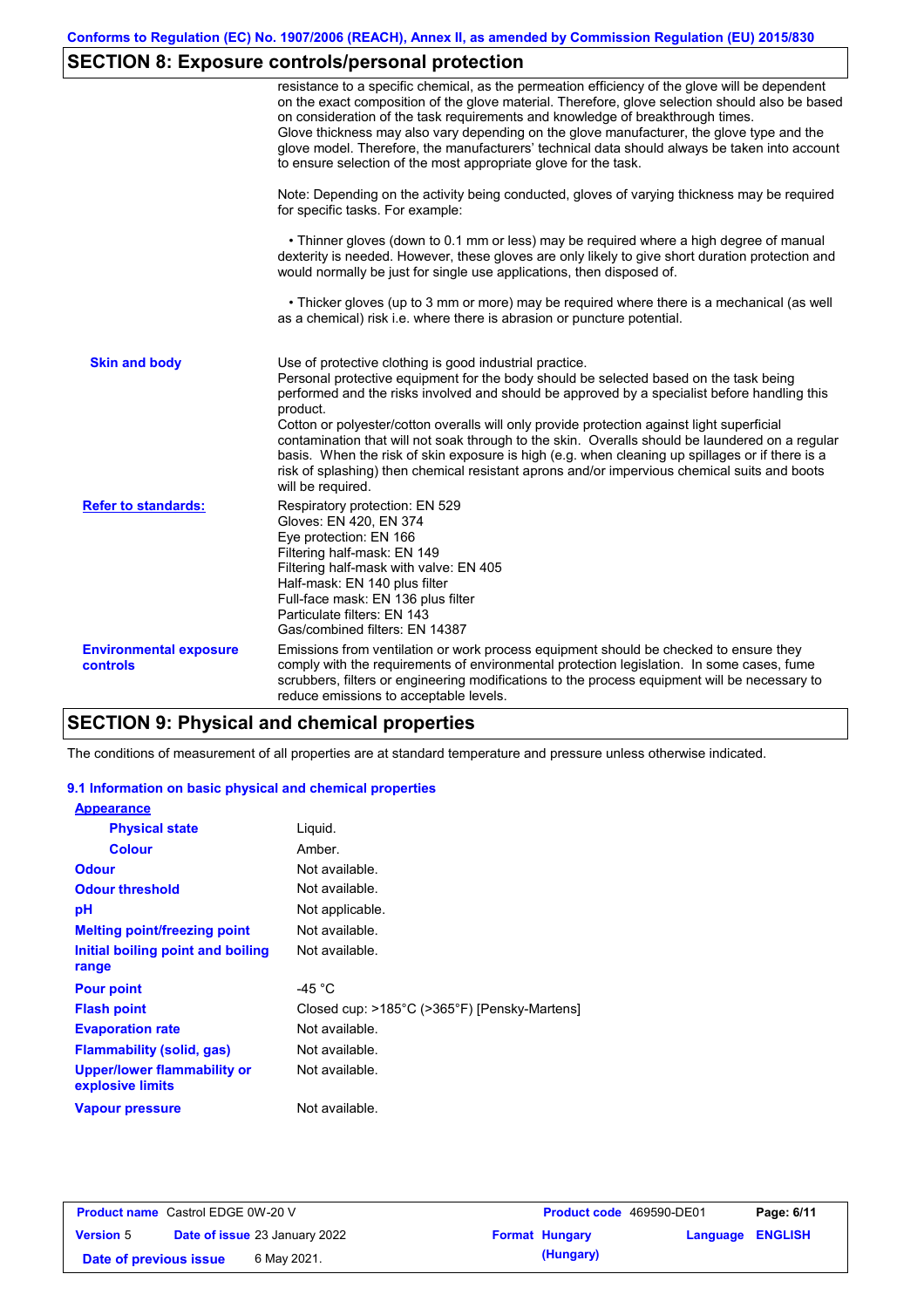## SECTION 8: Exposure controls/personal protection

resistance to a specific chemical, as the permeation efficiency of the glove will be dependent on the exact composition of the glove material. Therefore, glove selection should also be based on consideration of the task requirements and knowledge of breakthrough times.
Glove thickness may also vary depending on the glove manufacturer, the glove type and the glove model. Therefore, the manufacturers' technical data should always be taken into account to ensure selection of the most appropriate glove for the task.

Note: Depending on the activity being conducted, gloves of varying thickness may be required for specific tasks. For example:

• Thinner gloves (down to 0.1 mm or less) may be required where a high degree of manual dexterity is needed. However, these gloves are only likely to give short duration protection and would normally be just for single use applications, then disposed of.

• Thicker gloves (up to 3 mm or more) may be required where there is a mechanical (as well as a chemical) risk i.e. where there is abrasion or puncture potential.

**Skin and body**

Use of protective clothing is good industrial practice.
Personal protective equipment for the body should be selected based on the task being performed and the risks involved and should be approved by a specialist before handling this product.
Cotton or polyester/cotton overalls will only provide protection against light superficial contamination that will not soak through to the skin. Overalls should be laundered on a regular basis. When the risk of skin exposure is high (e.g. when cleaning up spillages or if there is a risk of splashing) then chemical resistant aprons and/or impervious chemical suits and boots will be required.

**Refer to standards:**

Respiratory protection: EN 529
Gloves: EN 420, EN 374
Eye protection: EN 166
Filtering half-mask: EN 149
Filtering half-mask with valve: EN 405
Half-mask: EN 140 plus filter
Full-face mask: EN 136 plus filter
Particulate filters: EN 143
Gas/combined filters: EN 14387

**Environmental exposure controls**

Emissions from ventilation or work process equipment should be checked to ensure they comply with the requirements of environmental protection legislation. In some cases, fume scrubbers, filters or engineering modifications to the process equipment will be necessary to reduce emissions to acceptable levels.

## SECTION 9: Physical and chemical properties

The conditions of measurement of all properties are at standard temperature and pressure unless otherwise indicated.

### 9.1 Information on basic physical and chemical properties

**Appearance**

| Property | Value |
|---|---|
| Physical state | Liquid. |
| Colour | Amber. |
| Odour | Not available. |
| Odour threshold | Not available. |
| pH | Not applicable. |
| Melting point/freezing point | Not available. |
| Initial boiling point and boiling range | Not available. |
| Pour point | -45 °C |
| Flash point | Closed cup: >185°C (>365°F) [Pensky-Martens] |
| Evaporation rate | Not available. |
| Flammability (solid, gas) | Not available. |
| Upper/lower flammability or explosive limits | Not available. |
| Vapour pressure | Not available. |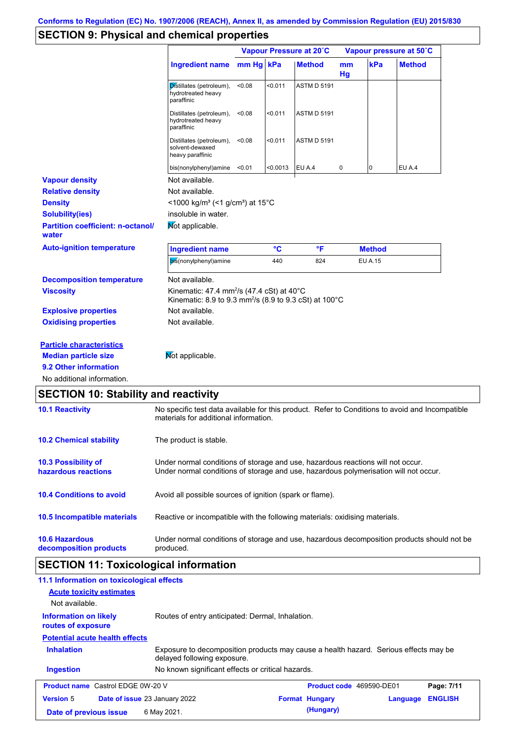Conforms to Regulation (EC) No. 1907/2006 (REACH), Annex II, as amended by Commission Regulation (EU) 2015/830

## SECTION 9: Physical and chemical properties

| Ingredient name | Vapour Pressure at 20˚C mm Hg | kPa | Method | Vapour pressure at 50˚C mm Hg | kPa | Method |
|---|---|---|---|---|---|---|
| Distillates (petroleum), hydrotreated heavy paraffinic | <0.08 | <0.011 | ASTM D 5191 | | | |
| Distillates (petroleum), hydrotreated heavy paraffinic | <0.08 | <0.011 | ASTM D 5191 | | | |
| Distillates (petroleum), solvent-dewaxed heavy paraffinic | <0.08 | <0.011 | ASTM D 5191 | | | |
| bis(nonylphenyl)amine | <0.01 | <0.0013 | EU A.4 | 0 | 0 | EU A.4 |

**Vapour density** Not available.

**Relative density** Not available.

**Density** <1000 kg/m³ (<1 g/cm³) at 15°C

**Solubility(ies)** insoluble in water.

**Partition coefficient: n-octanol/water** Not applicable.

**Auto-ignition temperature**

| Ingredient name | °C | °F | Method |
|---|---|---|---|
| bis(nonylphenyl)amine | 440 | 824 | EU A.15 |

**Decomposition temperature** Not available.

**Viscosity** Kinematic: 47.4 mm²/s (47.4 cSt) at 40°C
Kinematic: 8.9 to 9.3 mm²/s (8.9 to 9.3 cSt) at 100°C

**Explosive properties** Not available.

**Oxidising properties** Not available.

**Particle characteristics**

**Median particle size** Not applicable.

**9.2 Other information**

No additional information.

## SECTION 10: Stability and reactivity

**10.1 Reactivity** No specific test data available for this product. Refer to Conditions to avoid and Incompatible materials for additional information.

**10.2 Chemical stability** The product is stable.

**10.3 Possibility of hazardous reactions** Under normal conditions of storage and use, hazardous reactions will not occur.
Under normal conditions of storage and use, hazardous polymerisation will not occur.

**10.4 Conditions to avoid** Avoid all possible sources of ignition (spark or flame).

**10.5 Incompatible materials** Reactive or incompatible with the following materials: oxidising materials.

**10.6 Hazardous decomposition products** Under normal conditions of storage and use, hazardous decomposition products should not be produced.

## SECTION 11: Toxicological information

**11.1 Information on toxicological effects**

**Acute toxicity estimates**

Not available.

**Information on likely routes of exposure** Routes of entry anticipated: Dermal, Inhalation.

**Potential acute health effects**

**Inhalation** Exposure to decomposition products may cause a health hazard. Serious effects may be delayed following exposure.

**Ingestion** No known significant effects or critical hazards.

| Product name Castrol EDGE 0W-20 V | Product code 469590-DE01 | |
|---|---|---|
| Version 5 Date of issue 23 January 2022 | Format Hungary (Hungary) | Language ENGLISH |
| Date of previous issue 6 May 2021. | | |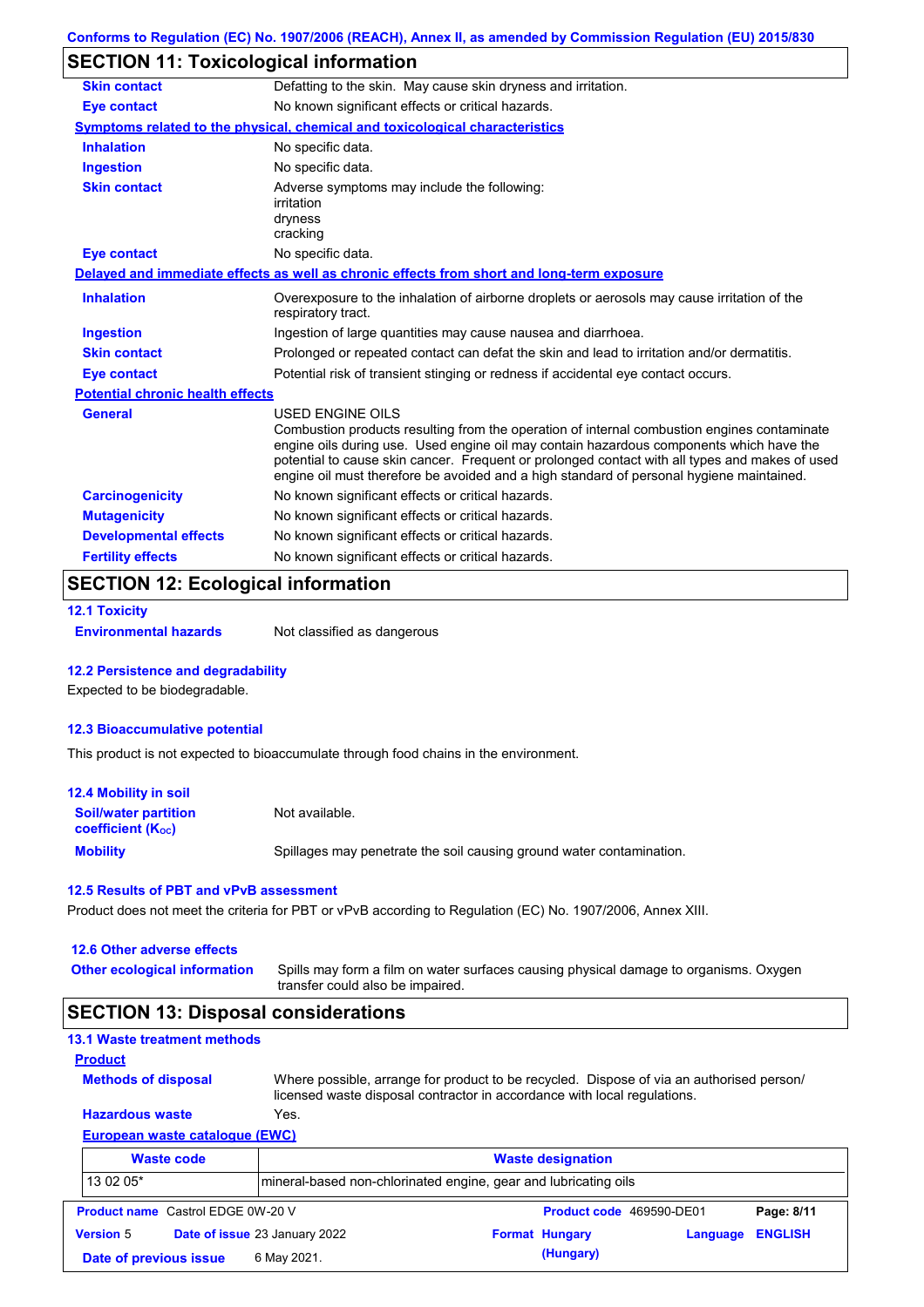## SECTION 11: Toxicological information

| | |
|---|---|
| **Skin contact** | Defatting to the skin. May cause skin dryness and irritation. |
| **Eye contact** | No known significant effects or critical hazards. |

**Symptoms related to the physical, chemical and toxicological characteristics**

| | |
|---|---|
| **Inhalation** | No specific data. |
| **Ingestion** | No specific data. |
| **Skin contact** | Adverse symptoms may include the following: irritation dryness cracking |
| **Eye contact** | No specific data. |

**Delayed and immediate effects as well as chronic effects from short and long-term exposure**

| | |
|---|---|
| **Inhalation** | Overexposure to the inhalation of airborne droplets or aerosols may cause irritation of the respiratory tract. |
| **Ingestion** | Ingestion of large quantities may cause nausea and diarrhoea. |
| **Skin contact** | Prolonged or repeated contact can defat the skin and lead to irritation and/or dermatitis. |
| **Eye contact** | Potential risk of transient stinging or redness if accidental eye contact occurs. |

**Potential chronic health effects**

| | |
|---|---|
| **General** | USED ENGINE OILS<br>Combustion products resulting from the operation of internal combustion engines contaminate engine oils during use. Used engine oil may contain hazardous components which have the potential to cause skin cancer. Frequent or prolonged contact with all types and makes of used engine oil must therefore be avoided and a high standard of personal hygiene maintained. |
| **Carcinogenicity** | No known significant effects or critical hazards. |
| **Mutagenicity** | No known significant effects or critical hazards. |
| **Developmental effects** | No known significant effects or critical hazards. |
| **Fertility effects** | No known significant effects or critical hazards. |

## SECTION 12: Ecological information

### 12.1 Toxicity

**Environmental hazards** Not classified as dangerous

### 12.2 Persistence and degradability

Expected to be biodegradable.

### 12.3 Bioaccumulative potential

This product is not expected to bioaccumulate through food chains in the environment.

### 12.4 Mobility in soil

| | |
|---|---|
| **Soil/water partition coefficient ($K_{OC}$)** | Not available. |
| **Mobility** | Spillages may penetrate the soil causing ground water contamination. |

### 12.5 Results of PBT and vPvB assessment

Product does not meet the criteria for PBT or vPvB according to Regulation (EC) No. 1907/2006, Annex XIII.

### 12.6 Other adverse effects

**Other ecological information** Spills may form a film on water surfaces causing physical damage to organisms. Oxygen transfer could also be impaired.

## SECTION 13: Disposal considerations

### 13.1 Waste treatment methods

**Product**

| | |
|---|---|
| **Methods of disposal** | Where possible, arrange for product to be recycled. Dispose of via an authorised person/ licensed waste disposal contractor in accordance with local regulations. |
| **Hazardous waste** | Yes. |

**European waste catalogue (EWC)**

| Waste code | Waste designation |
|---|---|
| 13 02 05* | mineral-based non-chlorinated engine, gear and lubricating oils |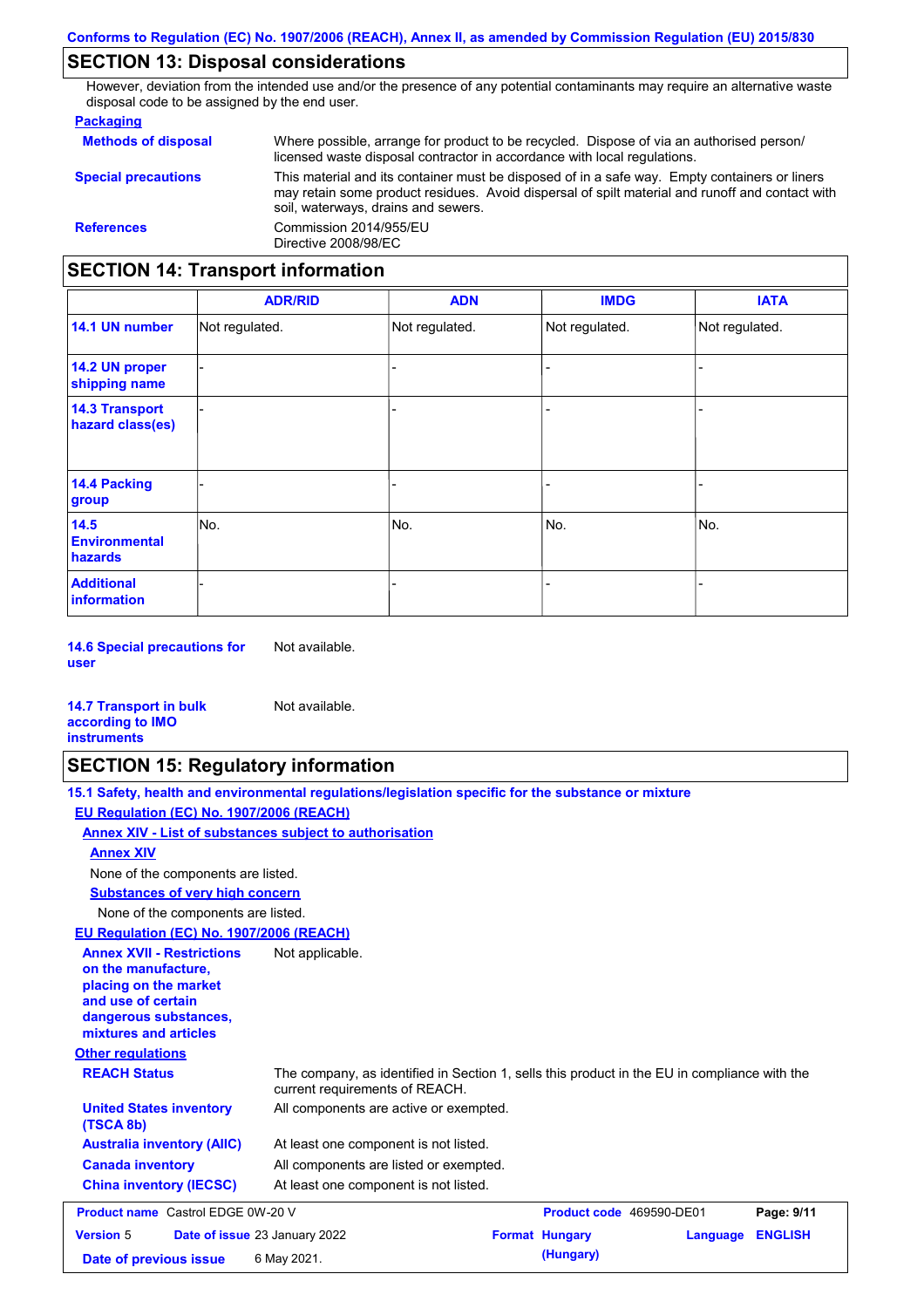## SECTION 13: Disposal considerations

However, deviation from the intended use and/or the presence of any potential contaminants may require an alternative waste disposal code to be assigned by the end user.

### Packaging

**Methods of disposal** Where possible, arrange for product to be recycled. Dispose of via an authorised person/ licensed waste disposal contractor in accordance with local regulations.

**Special precautions** This material and its container must be disposed of in a safe way. Empty containers or liners may retain some product residues. Avoid dispersal of spilt material and runoff and contact with soil, waterways, drains and sewers.

**References** Commission 2014/955/EU
Directive 2008/98/EC

## SECTION 14: Transport information

| | ADR/RID | ADN | IMDG | IATA |
|---|---|---|---|---|
| 14.1 UN number | Not regulated. | Not regulated. | Not regulated. | Not regulated. |
| 14.2 UN proper shipping name | - | - | - | - |
| 14.3 Transport hazard class(es) | - | - | - | - |
| 14.4 Packing group | - | - | - | - |
| 14.5 Environmental hazards | No. | No. | No. | No. |
| Additional information | - | - | - | - |

**14.6 Special precautions for user** Not available.

**14.7 Transport in bulk according to IMO instruments** Not available.

## SECTION 15: Regulatory information

### 15.1 Safety, health and environmental regulations/legislation specific for the substance or mixture

**EU Regulation (EC) No. 1907/2006 (REACH)**

**Annex XIV - List of substances subject to authorisation**

**Annex XIV**

None of the components are listed.

**Substances of very high concern**

None of the components are listed.

**EU Regulation (EC) No. 1907/2006 (REACH)**

**Annex XVII - Restrictions on the manufacture, placing on the market and use of certain dangerous substances, mixtures and articles** Not applicable.

**Other regulations**

**REACH Status** The company, as identified in Section 1, sells this product in the EU in compliance with the current requirements of REACH.

**United States inventory (TSCA 8b)** All components are active or exempted.

**Australia inventory (AIIC)** At least one component is not listed.

**Canada inventory** All components are listed or exempted.

**China inventory (IECSC)** At least one component is not listed.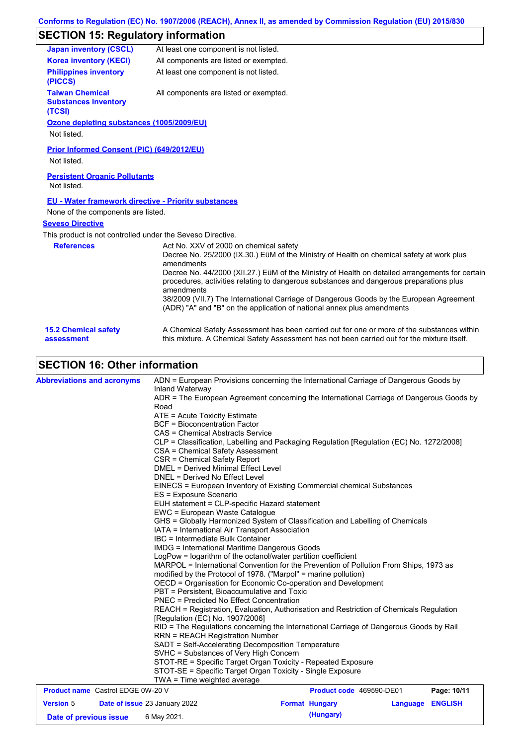## SECTION 15: Regulatory information

| | |
|---|---|
| **Japan inventory (CSCL)** | At least one component is not listed. |
| **Korea inventory (KECI)** | All components are listed or exempted. |
| **Philippines inventory (PICCS)** | At least one component is not listed. |
| **Taiwan Chemical Substances Inventory (TCSI)** | All components are listed or exempted. |

**Ozone depleting substances (1005/2009/EU)**

Not listed.

**Prior Informed Consent (PIC) (649/2012/EU)**

Not listed.

**Persistent Organic Pollutants**

Not listed.

**EU - Water framework directive - Priority substances**

None of the components are listed.

**Seveso Directive**

This product is not controlled under the Seveso Directive.

**References**

Act No. XXV of 2000 on chemical safety
Decree No. 25/2000 (IX.30.) EüM of the Ministry of Health on chemical safety at work plus amendments
Decree No. 44/2000 (XII.27.) EüM of the Ministry of Health on detailed arrangements for certain procedures, activities relating to dangerous substances and dangerous preparations plus amendments
38/2009 (VII.7) The International Carriage of Dangerous Goods by the European Agreement (ADR) "A" and "B" on the application of national annex plus amendments

**15.2 Chemical safety assessment**

A Chemical Safety Assessment has been carried out for one or more of the substances within this mixture. A Chemical Safety Assessment has not been carried out for the mixture itself.

## SECTION 16: Other information

**Abbreviations and acronyms**

ADN = European Provisions concerning the International Carriage of Dangerous Goods by Inland Waterway
ADR = The European Agreement concerning the International Carriage of Dangerous Goods by Road
ATE = Acute Toxicity Estimate
BCF = Bioconcentration Factor
CAS = Chemical Abstracts Service
CLP = Classification, Labelling and Packaging Regulation [Regulation (EC) No. 1272/2008]
CSA = Chemical Safety Assessment
CSR = Chemical Safety Report
DMEL = Derived Minimal Effect Level
DNEL = Derived No Effect Level
EINECS = European Inventory of Existing Commercial chemical Substances
ES = Exposure Scenario
EUH statement = CLP-specific Hazard statement
EWC = European Waste Catalogue
GHS = Globally Harmonized System of Classification and Labelling of Chemicals
IATA = International Air Transport Association
IBC = Intermediate Bulk Container
IMDG = International Maritime Dangerous Goods
LogPow = logarithm of the octanol/water partition coefficient
MARPOL = International Convention for the Prevention of Pollution From Ships, 1973 as modified by the Protocol of 1978. ("Marpol" = marine pollution)
OECD = Organisation for Economic Co-operation and Development
PBT = Persistent, Bioaccumulative and Toxic
PNEC = Predicted No Effect Concentration
REACH = Registration, Evaluation, Authorisation and Restriction of Chemicals Regulation [Regulation (EC) No. 1907/2006]
RID = The Regulations concerning the International Carriage of Dangerous Goods by Rail
RRN = REACH Registration Number
SADT = Self-Accelerating Decomposition Temperature
SVHC = Substances of Very High Concern
STOT-RE = Specific Target Organ Toxicity - Repeated Exposure
STOT-SE = Specific Target Organ Toxicity - Single Exposure
TWA = Time weighted average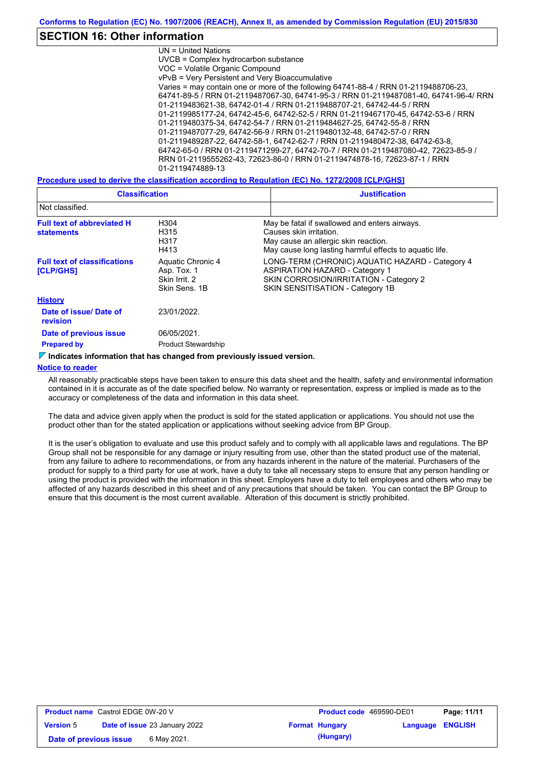## SECTION 16: Other information

UN = United Nations
UVCB = Complex hydrocarbon substance
VOC = Volatile Organic Compound
vPvB = Very Persistent and Very Bioaccumulative
Varies = may contain one or more of the following 64741-88-4 / RRN 01-2119488706-23, 64741-89-5 / RRN 01-2119487067-30, 64741-95-3 / RRN 01-2119487081-40, 64741-96-4/ RRN 01-2119483621-38, 64742-01-4 / RRN 01-2119488707-21, 64742-44-5 / RRN 01-2119985177-24, 64742-45-6, 64742-52-5 / RRN 01-2119467170-45, 64742-53-6 / RRN 01-2119480375-34, 64742-54-7 / RRN 01-2119484627-25, 64742-55-8 / RRN 01-2119487077-29, 64742-56-9 / RRN 01-2119480132-48, 64742-57-0 / RRN 01-2119489287-22, 64742-58-1, 64742-62-7 / RRN 01-2119480472-38, 64742-63-8, 64742-65-0 / RRN 01-2119471299-27, 64742-70-7 / RRN 01-2119487080-42, 72623-85-9 / RRN 01-2119555262-43, 72623-86-0 / RRN 01-2119474878-16, 72623-87-1 / RRN 01-2119474889-13

**Procedure used to derive the classification according to Regulation (EC) No. 1272/2008 [CLP/GHS]**

| Classification | Justification |
|---|---|
| Not classified. | |

| | | |
|---|---|---|
| **Full text of abbreviated H statements** | H304 | May be fatal if swallowed and enters airways. |
| | H315 | Causes skin irritation. |
| | H317 | May cause an allergic skin reaction. |
| | H413 | May cause long lasting harmful effects to aquatic life. |
| **Full text of classifications [CLP/GHS]** | Aquatic Chronic 4 | LONG-TERM (CHRONIC) AQUATIC HAZARD - Category 4 |
| | Asp. Tox. 1 | ASPIRATION HAZARD - Category 1 |
| | Skin Irrit. 2 | SKIN CORROSION/IRRITATION - Category 2 |
| | Skin Sens. 1B | SKIN SENSITISATION - Category 1B |

**History**

| | |
|---|---|
| **Date of issue/ Date of revision** | 23/01/2022. |
| **Date of previous issue** | 06/05/2021. |
| **Prepared by** | Product Stewardship |

**Indicates information that has changed from previously issued version.**

**Notice to reader**

All reasonably practicable steps have been taken to ensure this data sheet and the health, safety and environmental information contained in it is accurate as of the date specified below. No warranty or representation, express or implied is made as to the accuracy or completeness of the data and information in this data sheet.

The data and advice given apply when the product is sold for the stated application or applications. You should not use the product other than for the stated application or applications without seeking advice from BP Group.

It is the user's obligation to evaluate and use this product safely and to comply with all applicable laws and regulations. The BP Group shall not be responsible for any damage or injury resulting from use, other than the stated product use of the material, from any failure to adhere to recommendations, or from any hazards inherent in the nature of the material. Purchasers of the product for supply to a third party for use at work, have a duty to take all necessary steps to ensure that any person handling or using the product is provided with the information in this sheet. Employers have a duty to tell employees and others who may be affected of any hazards described in this sheet and of any precautions that should be taken. You can contact the BP Group to ensure that this document is the most current available. Alteration of this document is strictly prohibited.